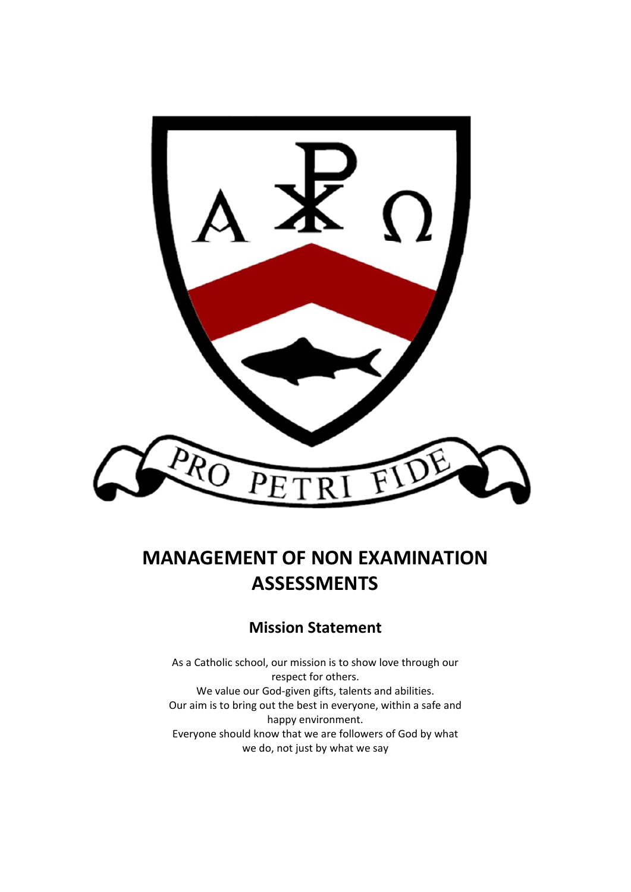# MANAGEMENT OF NON EXAMINATION ASSESSMENTS

## Mission Statement

As a Catholic school, our mission is to show love through our respect for others.
We value our God-given gifts, talents and abilities.
Our aim is to bring out the best in everyone, within a safe and happy environment.
Everyone should know that we are followers of God by what we do, not just by what we say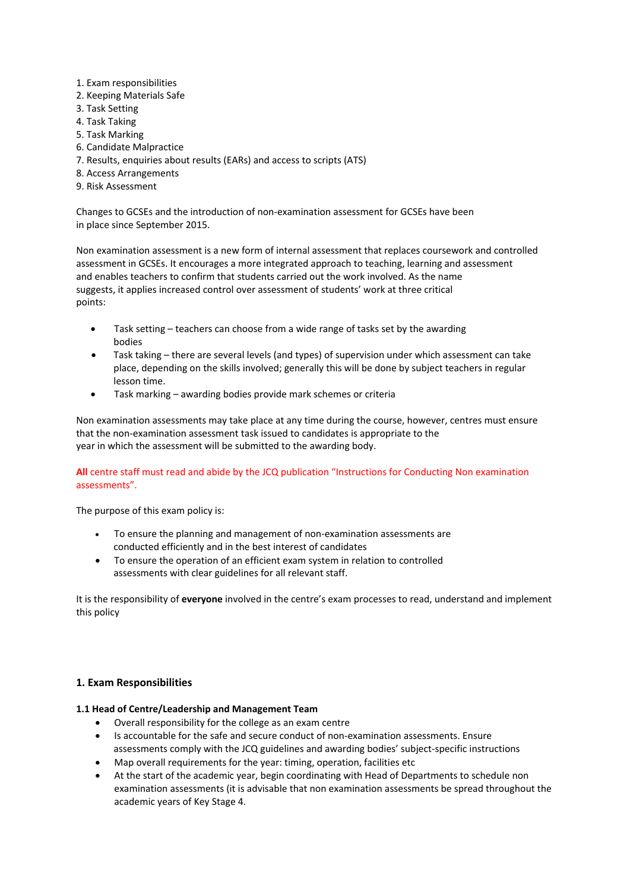1. Exam responsibilities
2. Keeping Materials Safe
3. Task Setting
4. Task Taking
5. Task Marking
6. Candidate Malpractice
7. Results, enquiries about results (EARs) and access to scripts (ATS)
8. Access Arrangements
9. Risk Assessment

Changes to GCSEs and the introduction of non-examination assessment for GCSEs have been in place since September 2015.

Non examination assessment is a new form of internal assessment that replaces coursework and controlled assessment in GCSEs. It encourages a more integrated approach to teaching, learning and assessment and enables teachers to confirm that students carried out the work involved. As the name suggests, it applies increased control over assessment of students' work at three critical points:

- Task setting – teachers can choose from a wide range of tasks set by the awarding bodies
- Task taking – there are several levels (and types) of supervision under which assessment can take place, depending on the skills involved; generally this will be done by subject teachers in regular lesson time.
- Task marking – awarding bodies provide mark schemes or criteria

Non examination assessments may take place at any time during the course, however, centres must ensure that the non-examination assessment task issued to candidates is appropriate to the year in which the assessment will be submitted to the awarding body.

**All** centre staff must read and abide by the JCQ publication "Instructions for Conducting Non examination assessments".

The purpose of this exam policy is:

- To ensure the planning and management of non-examination assessments are conducted efficiently and in the best interest of candidates
- To ensure the operation of an efficient exam system in relation to controlled assessments with clear guidelines for all relevant staff.

It is the responsibility of **everyone** involved in the centre's exam processes to read, understand and implement this policy

## 1. Exam Responsibilities

### 1.1 Head of Centre/Leadership and Management Team

- Overall responsibility for the college as an exam centre
- Is accountable for the safe and secure conduct of non-examination assessments. Ensure assessments comply with the JCQ guidelines and awarding bodies' subject-specific instructions
- Map overall requirements for the year: timing, operation, facilities etc
- At the start of the academic year, begin coordinating with Head of Departments to schedule non examination assessments (it is advisable that non examination assessments be spread throughout the academic years of Key Stage 4.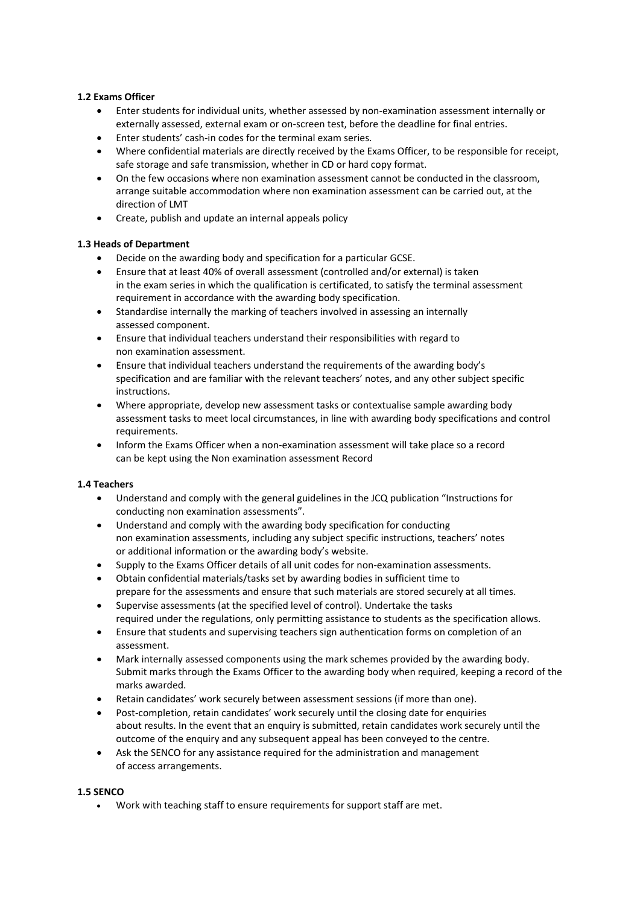**1.2 Exams Officer**

- Enter students for individual units, whether assessed by non-examination assessment internally or externally assessed, external exam or on-screen test, before the deadline for final entries.
- Enter students' cash-in codes for the terminal exam series.
- Where confidential materials are directly received by the Exams Officer, to be responsible for receipt, safe storage and safe transmission, whether in CD or hard copy format.
- On the few occasions where non examination assessment cannot be conducted in the classroom, arrange suitable accommodation where non examination assessment can be carried out, at the direction of LMT
- Create, publish and update an internal appeals policy

**1.3 Heads of Department**

- Decide on the awarding body and specification for a particular GCSE.
- Ensure that at least 40% of overall assessment (controlled and/or external) is taken in the exam series in which the qualification is certificated, to satisfy the terminal assessment requirement in accordance with the awarding body specification.
- Standardise internally the marking of teachers involved in assessing an internally assessed component.
- Ensure that individual teachers understand their responsibilities with regard to non examination assessment.
- Ensure that individual teachers understand the requirements of the awarding body's specification and are familiar with the relevant teachers' notes, and any other subject specific instructions.
- Where appropriate, develop new assessment tasks or contextualise sample awarding body assessment tasks to meet local circumstances, in line with awarding body specifications and control requirements.
- Inform the Exams Officer when a non-examination assessment will take place so a record can be kept using the Non examination assessment Record

**1.4 Teachers**

- Understand and comply with the general guidelines in the JCQ publication "Instructions for conducting non examination assessments".
- Understand and comply with the awarding body specification for conducting non examination assessments, including any subject specific instructions, teachers' notes or additional information or the awarding body's website.
- Supply to the Exams Officer details of all unit codes for non-examination assessments.
- Obtain confidential materials/tasks set by awarding bodies in sufficient time to prepare for the assessments and ensure that such materials are stored securely at all times.
- Supervise assessments (at the specified level of control). Undertake the tasks required under the regulations, only permitting assistance to students as the specification allows.
- Ensure that students and supervising teachers sign authentication forms on completion of an assessment.
- Mark internally assessed components using the mark schemes provided by the awarding body. Submit marks through the Exams Officer to the awarding body when required, keeping a record of the marks awarded.
- Retain candidates' work securely between assessment sessions (if more than one).
- Post-completion, retain candidates' work securely until the closing date for enquiries about results. In the event that an enquiry is submitted, retain candidates work securely until the outcome of the enquiry and any subsequent appeal has been conveyed to the centre.
- Ask the SENCO for any assistance required for the administration and management of access arrangements.

**1.5 SENCO**

- Work with teaching staff to ensure requirements for support staff are met.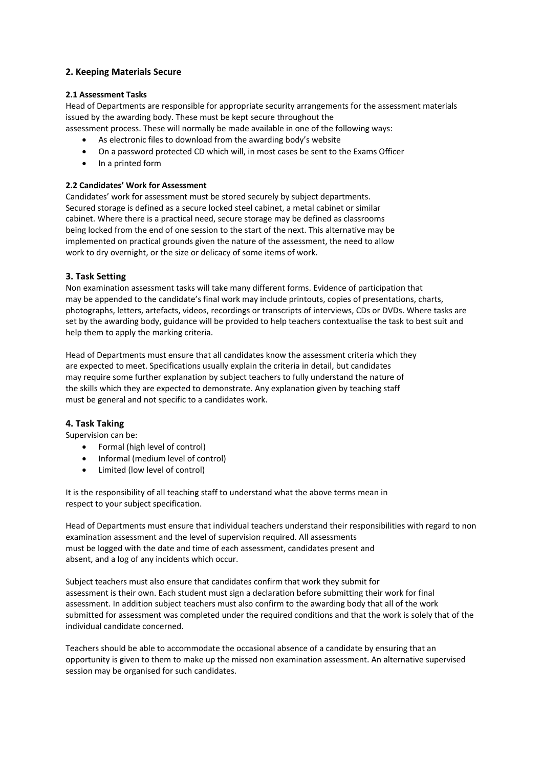## 2. Keeping Materials Secure

### 2.1 Assessment Tasks

Head of Departments are responsible for appropriate security arrangements for the assessment materials issued by the awarding body. These must be kept secure throughout the assessment process. These will normally be made available in one of the following ways:

- As electronic files to download from the awarding body's website
- On a password protected CD which will, in most cases be sent to the Exams Officer
- In a printed form

### 2.2 Candidates' Work for Assessment

Candidates' work for assessment must be stored securely by subject departments. Secured storage is defined as a secure locked steel cabinet, a metal cabinet or similar cabinet. Where there is a practical need, secure storage may be defined as classrooms being locked from the end of one session to the start of the next. This alternative may be implemented on practical grounds given the nature of the assessment, the need to allow work to dry overnight, or the size or delicacy of some items of work.

## 3. Task Setting

Non examination assessment tasks will take many different forms. Evidence of participation that may be appended to the candidate's final work may include printouts, copies of presentations, charts, photographs, letters, artefacts, videos, recordings or transcripts of interviews, CDs or DVDs. Where tasks are set by the awarding body, guidance will be provided to help teachers contextualise the task to best suit and help them to apply the marking criteria.

Head of Departments must ensure that all candidates know the assessment criteria which they are expected to meet. Specifications usually explain the criteria in detail, but candidates may require some further explanation by subject teachers to fully understand the nature of the skills which they are expected to demonstrate. Any explanation given by teaching staff must be general and not specific to a candidates work.

## 4. Task Taking

Supervision can be:

- Formal (high level of control)
- Informal (medium level of control)
- Limited (low level of control)

It is the responsibility of all teaching staff to understand what the above terms mean in respect to your subject specification.

Head of Departments must ensure that individual teachers understand their responsibilities with regard to non examination assessment and the level of supervision required. All assessments must be logged with the date and time of each assessment, candidates present and absent, and a log of any incidents which occur.

Subject teachers must also ensure that candidates confirm that work they submit for assessment is their own. Each student must sign a declaration before submitting their work for final assessment. In addition subject teachers must also confirm to the awarding body that all of the work submitted for assessment was completed under the required conditions and that the work is solely that of the individual candidate concerned.

Teachers should be able to accommodate the occasional absence of a candidate by ensuring that an opportunity is given to them to make up the missed non examination assessment. An alternative supervised session may be organised for such candidates.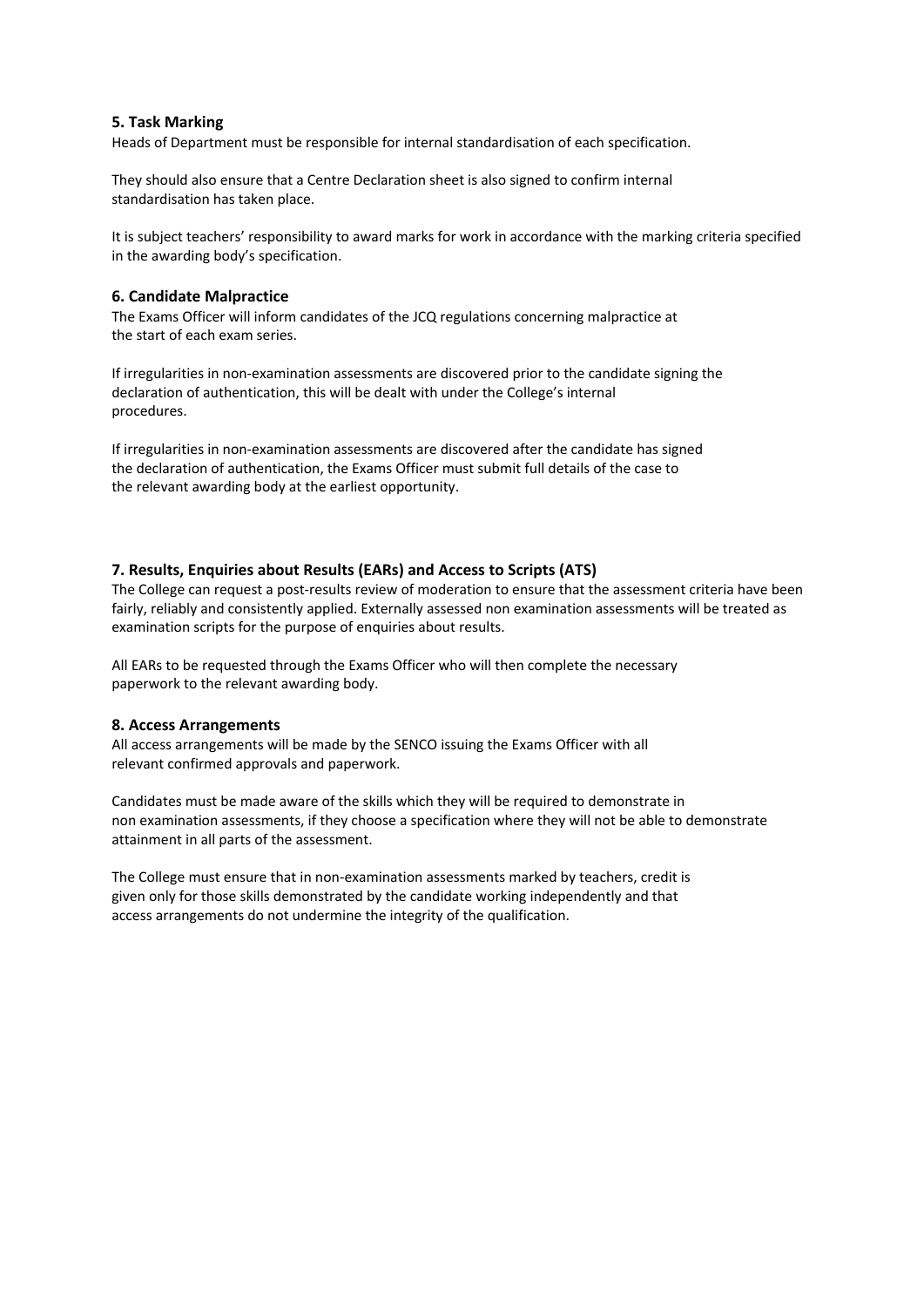### 5. Task Marking

Heads of Department must be responsible for internal standardisation of each specification.

They should also ensure that a Centre Declaration sheet is also signed to confirm internal standardisation has taken place.

It is subject teachers' responsibility to award marks for work in accordance with the marking criteria specified in the awarding body's specification.

### 6. Candidate Malpractice

The Exams Officer will inform candidates of the JCQ regulations concerning malpractice at the start of each exam series.

If irregularities in non-examination assessments are discovered prior to the candidate signing the declaration of authentication, this will be dealt with under the College's internal procedures.

If irregularities in non-examination assessments are discovered after the candidate has signed the declaration of authentication, the Exams Officer must submit full details of the case to the relevant awarding body at the earliest opportunity.

### 7. Results, Enquiries about Results (EARs) and Access to Scripts (ATS)

The College can request a post-results review of moderation to ensure that the assessment criteria have been fairly, reliably and consistently applied. Externally assessed non examination assessments will be treated as examination scripts for the purpose of enquiries about results.

All EARs to be requested through the Exams Officer who will then complete the necessary paperwork to the relevant awarding body.

### 8. Access Arrangements

All access arrangements will be made by the SENCO issuing the Exams Officer with all relevant confirmed approvals and paperwork.

Candidates must be made aware of the skills which they will be required to demonstrate in non examination assessments, if they choose a specification where they will not be able to demonstrate attainment in all parts of the assessment.

The College must ensure that in non-examination assessments marked by teachers, credit is given only for those skills demonstrated by the candidate working independently and that access arrangements do not undermine the integrity of the qualification.